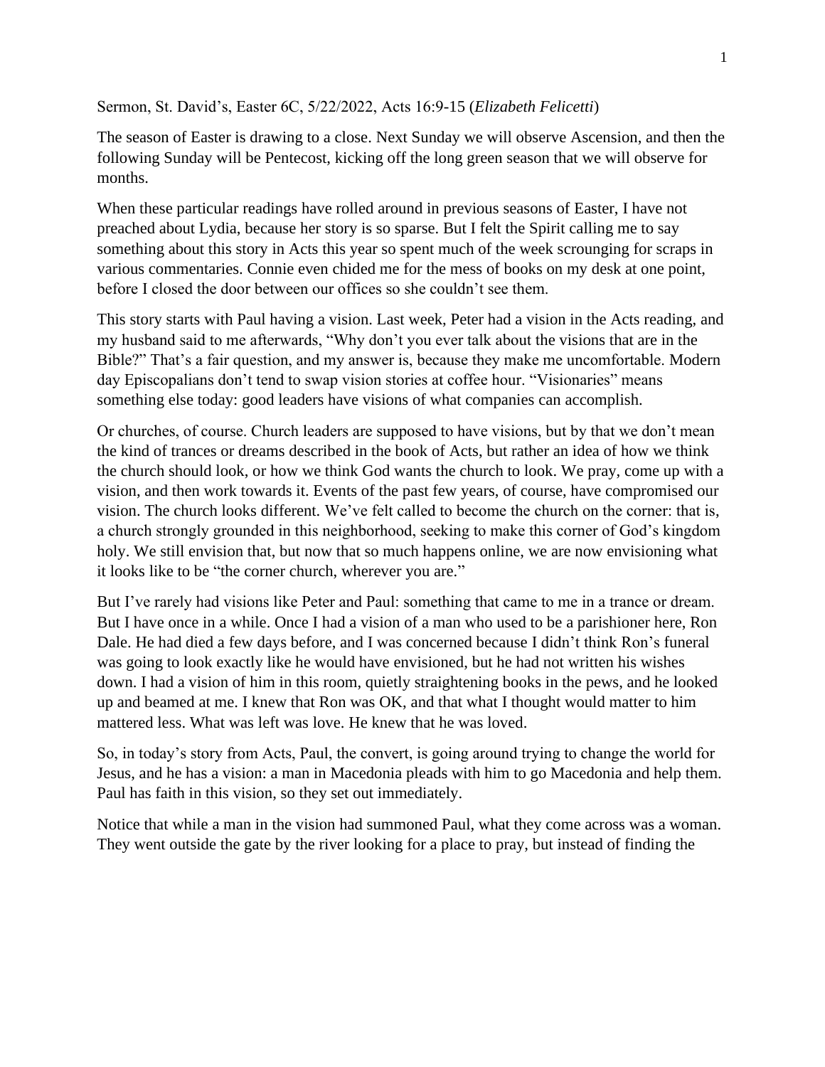Sermon, St. David's, Easter 6C, 5/22/2022, Acts 16:9-15 (*Elizabeth Felicetti*)

The season of Easter is drawing to a close. Next Sunday we will observe Ascension, and then the following Sunday will be Pentecost, kicking off the long green season that we will observe for months.

When these particular readings have rolled around in previous seasons of Easter, I have not preached about Lydia, because her story is so sparse. But I felt the Spirit calling me to say something about this story in Acts this year so spent much of the week scrounging for scraps in various commentaries. Connie even chided me for the mess of books on my desk at one point, before I closed the door between our offices so she couldn't see them.

This story starts with Paul having a vision. Last week, Peter had a vision in the Acts reading, and my husband said to me afterwards, "Why don't you ever talk about the visions that are in the Bible?" That's a fair question, and my answer is, because they make me uncomfortable. Modern day Episcopalians don't tend to swap vision stories at coffee hour. "Visionaries" means something else today: good leaders have visions of what companies can accomplish.

Or churches, of course. Church leaders are supposed to have visions, but by that we don't mean the kind of trances or dreams described in the book of Acts, but rather an idea of how we think the church should look, or how we think God wants the church to look. We pray, come up with a vision, and then work towards it. Events of the past few years, of course, have compromised our vision. The church looks different. We've felt called to become the church on the corner: that is, a church strongly grounded in this neighborhood, seeking to make this corner of God's kingdom holy. We still envision that, but now that so much happens online, we are now envisioning what it looks like to be "the corner church, wherever you are."

But I've rarely had visions like Peter and Paul: something that came to me in a trance or dream. But I have once in a while. Once I had a vision of a man who used to be a parishioner here, Ron Dale. He had died a few days before, and I was concerned because I didn't think Ron's funeral was going to look exactly like he would have envisioned, but he had not written his wishes down. I had a vision of him in this room, quietly straightening books in the pews, and he looked up and beamed at me. I knew that Ron was OK, and that what I thought would matter to him mattered less. What was left was love. He knew that he was loved.

So, in today's story from Acts, Paul, the convert, is going around trying to change the world for Jesus, and he has a vision: a man in Macedonia pleads with him to go Macedonia and help them. Paul has faith in this vision, so they set out immediately.

Notice that while a man in the vision had summoned Paul, what they come across was a woman. They went outside the gate by the river looking for a place to pray, but instead of finding the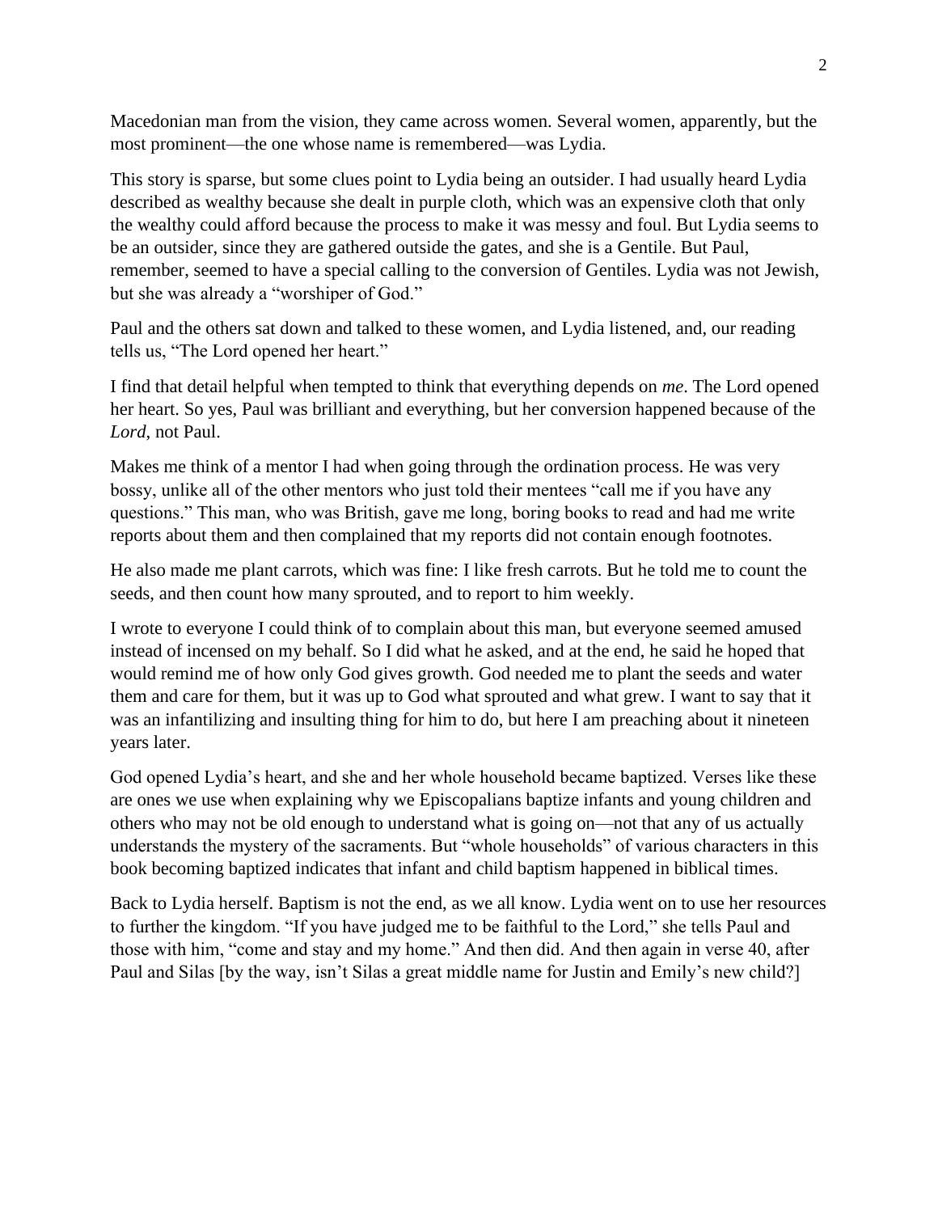Macedonian man from the vision, they came across women. Several women, apparently, but the most prominent—the one whose name is remembered—was Lydia.

This story is sparse, but some clues point to Lydia being an outsider. I had usually heard Lydia described as wealthy because she dealt in purple cloth, which was an expensive cloth that only the wealthy could afford because the process to make it was messy and foul. But Lydia seems to be an outsider, since they are gathered outside the gates, and she is a Gentile. But Paul, remember, seemed to have a special calling to the conversion of Gentiles. Lydia was not Jewish, but she was already a "worshiper of God."

Paul and the others sat down and talked to these women, and Lydia listened, and, our reading tells us, "The Lord opened her heart."

I find that detail helpful when tempted to think that everything depends on *me*. The Lord opened her heart. So yes, Paul was brilliant and everything, but her conversion happened because of the *Lord*, not Paul.

Makes me think of a mentor I had when going through the ordination process. He was very bossy, unlike all of the other mentors who just told their mentees "call me if you have any questions." This man, who was British, gave me long, boring books to read and had me write reports about them and then complained that my reports did not contain enough footnotes.

He also made me plant carrots, which was fine: I like fresh carrots. But he told me to count the seeds, and then count how many sprouted, and to report to him weekly.

I wrote to everyone I could think of to complain about this man, but everyone seemed amused instead of incensed on my behalf. So I did what he asked, and at the end, he said he hoped that would remind me of how only God gives growth. God needed me to plant the seeds and water them and care for them, but it was up to God what sprouted and what grew. I want to say that it was an infantilizing and insulting thing for him to do, but here I am preaching about it nineteen years later.

God opened Lydia's heart, and she and her whole household became baptized. Verses like these are ones we use when explaining why we Episcopalians baptize infants and young children and others who may not be old enough to understand what is going on—not that any of us actually understands the mystery of the sacraments. But "whole households" of various characters in this book becoming baptized indicates that infant and child baptism happened in biblical times.

Back to Lydia herself. Baptism is not the end, as we all know. Lydia went on to use her resources to further the kingdom. "If you have judged me to be faithful to the Lord," she tells Paul and those with him, "come and stay and my home." And then did. And then again in verse 40, after Paul and Silas [by the way, isn't Silas a great middle name for Justin and Emily's new child?]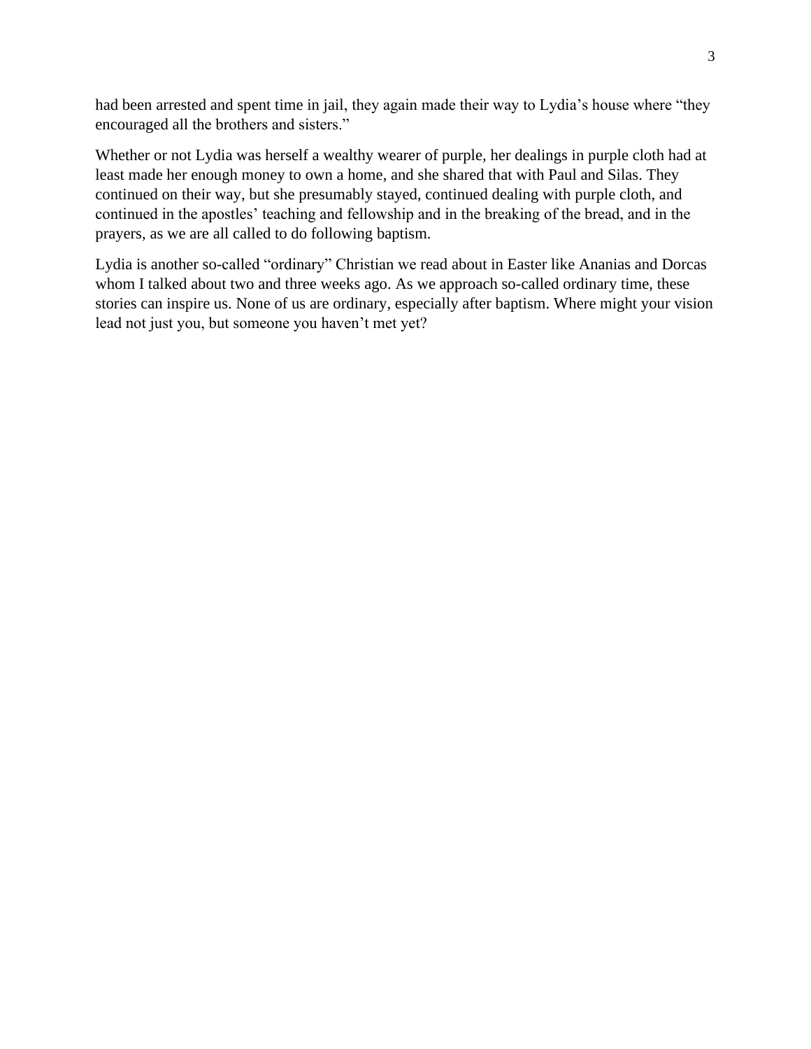had been arrested and spent time in jail, they again made their way to Lydia's house where "they encouraged all the brothers and sisters."

Whether or not Lydia was herself a wealthy wearer of purple, her dealings in purple cloth had at least made her enough money to own a home, and she shared that with Paul and Silas. They continued on their way, but she presumably stayed, continued dealing with purple cloth, and continued in the apostles' teaching and fellowship and in the breaking of the bread, and in the prayers, as we are all called to do following baptism.

Lydia is another so-called "ordinary" Christian we read about in Easter like Ananias and Dorcas whom I talked about two and three weeks ago. As we approach so-called ordinary time, these stories can inspire us. None of us are ordinary, especially after baptism. Where might your vision lead not just you, but someone you haven't met yet?